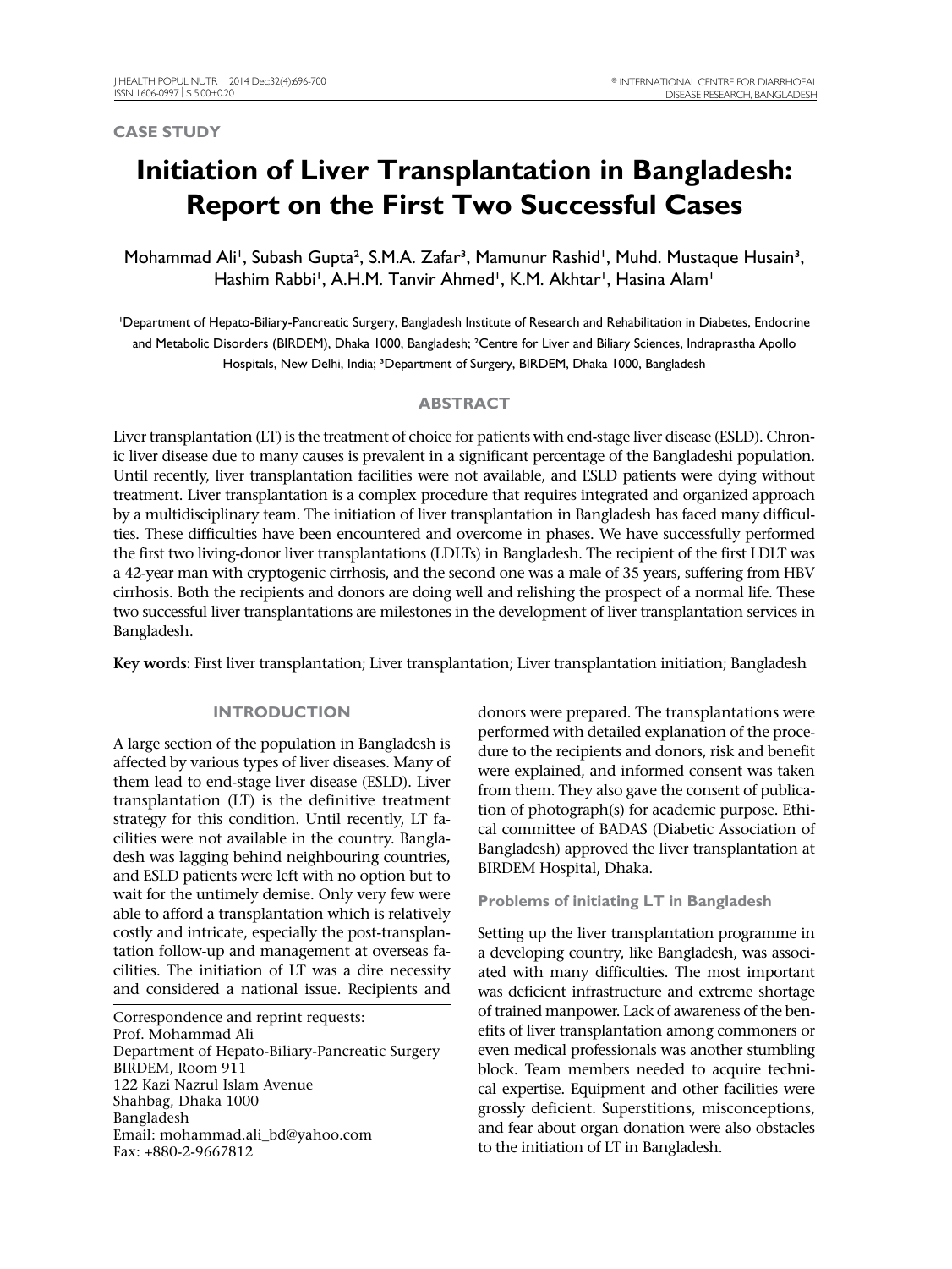CASE STUDY

# Initiation of Liver Transplantation in Bangladesh: Report on the First Two Successful Cases

Mohammad Ali[1], Subash Gupta[2], S.M.A. Zafar[3], Mamunur Rashid[1], Muhd. Mustaque Husain[3], Hashim Rabbi[1], A.H.M. Tanvir Ahmed[1], K.M. Akhtar[1], Hasina Alam[1]

[1]Department of Hepato-Biliary-Pancreatic Surgery, Bangladesh Institute of Research and Rehabilitation in Diabetes, Endocrine and Metabolic Disorders (BIRDEM), Dhaka 1000, Bangladesh; [2]Centre for Liver and Biliary Sciences, Indraprastha Apollo Hospitals, New Delhi, India; [3]Department of Surgery, BIRDEM, Dhaka 1000, Bangladesh

## ABSTRACT

Liver transplantation (LT) is the treatment of choice for patients with end-stage liver disease (ESLD). Chronic liver disease due to many causes is prevalent in a significant percentage of the Bangladeshi population. Until recently, liver transplantation facilities were not available, and ESLD patients were dying without treatment. Liver transplantation is a complex procedure that requires integrated and organized approach by a multidisciplinary team. The initiation of liver transplantation in Bangladesh has faced many difficulties. These difficulties have been encountered and overcome in phases. We have successfully performed the first two living-donor liver transplantations (LDLTs) in Bangladesh. The recipient of the first LDLT was a 42-year man with cryptogenic cirrhosis, and the second one was a male of 35 years, suffering from HBV cirrhosis. Both the recipients and donors are doing well and relishing the prospect of a normal life. These two successful liver transplantations are milestones in the development of liver transplantation services in Bangladesh.

**Key words:** First liver transplantation; Liver transplantation; Liver transplantation initiation; Bangladesh

## INTRODUCTION

A large section of the population in Bangladesh is affected by various types of liver diseases. Many of them lead to end-stage liver disease (ESLD). Liver transplantation (LT) is the definitive treatment strategy for this condition. Until recently, LT facilities were not available in the country. Bangladesh was lagging behind neighbouring countries, and ESLD patients were left with no option but to wait for the untimely demise. Only very few were able to afford a transplantation which is relatively costly and intricate, especially the post-transplantation follow-up and management at overseas facilities. The initiation of LT was a dire necessity and considered a national issue. Recipients and donors were prepared. The transplantations were performed with detailed explanation of the procedure to the recipients and donors, risk and benefit were explained, and informed consent was taken from them. They also gave the consent of publication of photograph(s) for academic purpose. Ethical committee of BADAS (Diabetic Association of Bangladesh) approved the liver transplantation at BIRDEM Hospital, Dhaka.

Correspondence and reprint requests:
Prof. Mohammad Ali
Department of Hepato-Biliary-Pancreatic Surgery
BIRDEM, Room 911
122 Kazi Nazrul Islam Avenue
Shahbag, Dhaka 1000
Bangladesh
Email: mohammad.ali_bd@yahoo.com
Fax: +880-2-9667812

### Problems of initiating LT in Bangladesh

Setting up the liver transplantation programme in a developing country, like Bangladesh, was associated with many difficulties. The most important was deficient infrastructure and extreme shortage of trained manpower. Lack of awareness of the benefits of liver transplantation among commoners or even medical professionals was another stumbling block. Team members needed to acquire technical expertise. Equipment and other facilities were grossly deficient. Superstitions, misconceptions, and fear about organ donation were also obstacles to the initiation of LT in Bangladesh.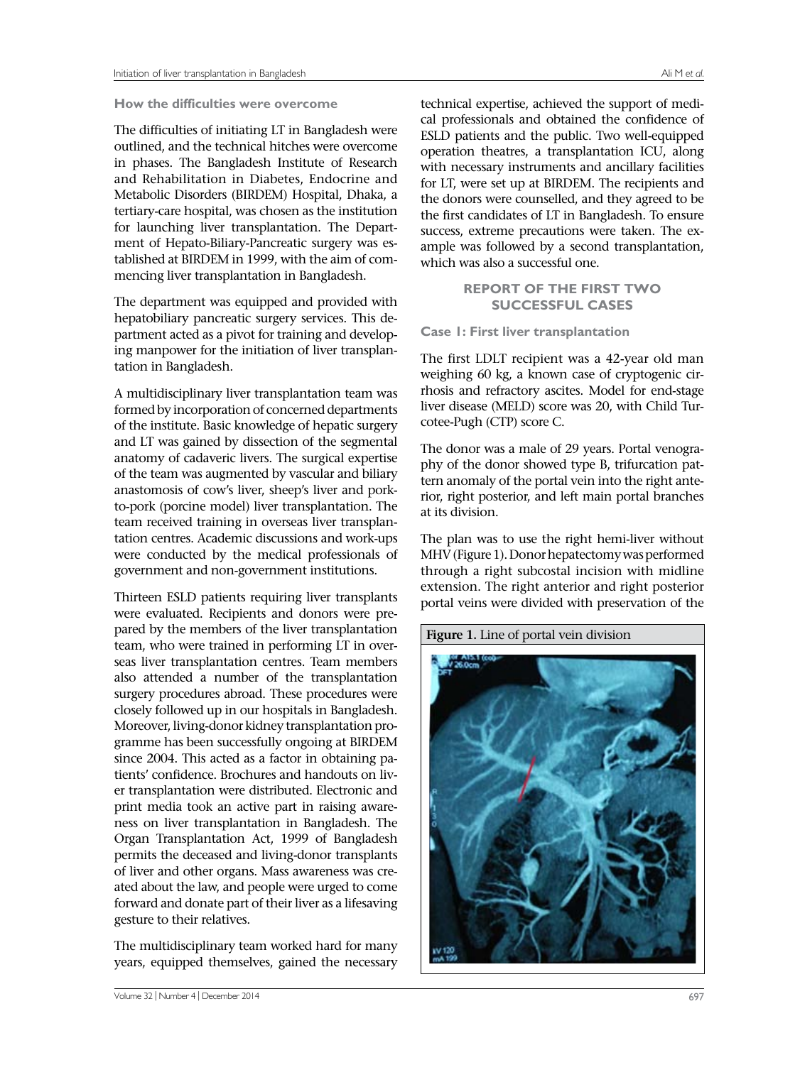### How the difficulties were overcome

The difficulties of initiating LT in Bangladesh were outlined, and the technical hitches were overcome in phases. The Bangladesh Institute of Research and Rehabilitation in Diabetes, Endocrine and Metabolic Disorders (BIRDEM) Hospital, Dhaka, a tertiary-care hospital, was chosen as the institution for launching liver transplantation. The Department of Hepato-Biliary-Pancreatic surgery was established at BIRDEM in 1999, with the aim of commencing liver transplantation in Bangladesh.

The department was equipped and provided with hepatobiliary pancreatic surgery services. This department acted as a pivot for training and developing manpower for the initiation of liver transplantation in Bangladesh.

A multidisciplinary liver transplantation team was formed by incorporation of concerned departments of the institute. Basic knowledge of hepatic surgery and LT was gained by dissection of the segmental anatomy of cadaveric livers. The surgical expertise of the team was augmented by vascular and biliary anastomosis of cow's liver, sheep's liver and pork-to-pork (porcine model) liver transplantation. The team received training in overseas liver transplantation centres. Academic discussions and work-ups were conducted by the medical professionals of government and non-government institutions.

Thirteen ESLD patients requiring liver transplants were evaluated. Recipients and donors were prepared by the members of the liver transplantation team, who were trained in performing LT in overseas liver transplantation centres. Team members also attended a number of the transplantation surgery procedures abroad. These procedures were closely followed up in our hospitals in Bangladesh. Moreover, living-donor kidney transplantation programme has been successfully ongoing at BIRDEM since 2004. This acted as a factor in obtaining patients' confidence. Brochures and handouts on liver transplantation were distributed. Electronic and print media took an active part in raising awareness on liver transplantation in Bangladesh. The Organ Transplantation Act, 1999 of Bangladesh permits the deceased and living-donor transplants of liver and other organs. Mass awareness was created about the law, and people were urged to come forward and donate part of their liver as a lifesaving gesture to their relatives.

The multidisciplinary team worked hard for many years, equipped themselves, gained the necessary technical expertise, achieved the support of medical professionals and obtained the confidence of ESLD patients and the public. Two well-equipped operation theatres, a transplantation ICU, along with necessary instruments and ancillary facilities for LT, were set up at BIRDEM. The recipients and the donors were counselled, and they agreed to be the first candidates of LT in Bangladesh. To ensure success, extreme precautions were taken. The example was followed by a second transplantation, which was also a successful one.

## REPORT OF THE FIRST TWO SUCCESSFUL CASES

### Case 1: First liver transplantation

The first LDLT recipient was a 42-year old man weighing 60 kg, a known case of cryptogenic cirrhosis and refractory ascites. Model for end-stage liver disease (MELD) score was 20, with Child Turcotee-Pugh (CTP) score C.

The donor was a male of 29 years. Portal venography of the donor showed type B, trifurcation pattern anomaly of the portal vein into the right anterior, right posterior, and left main portal branches at its division.

The plan was to use the right hemi-liver without MHV (Figure 1). Donor hepatectomy was performed through a right subcostal incision with midline extension. The right anterior and right posterior portal veins were divided with preservation of the

**Figure 1.** Line of portal vein division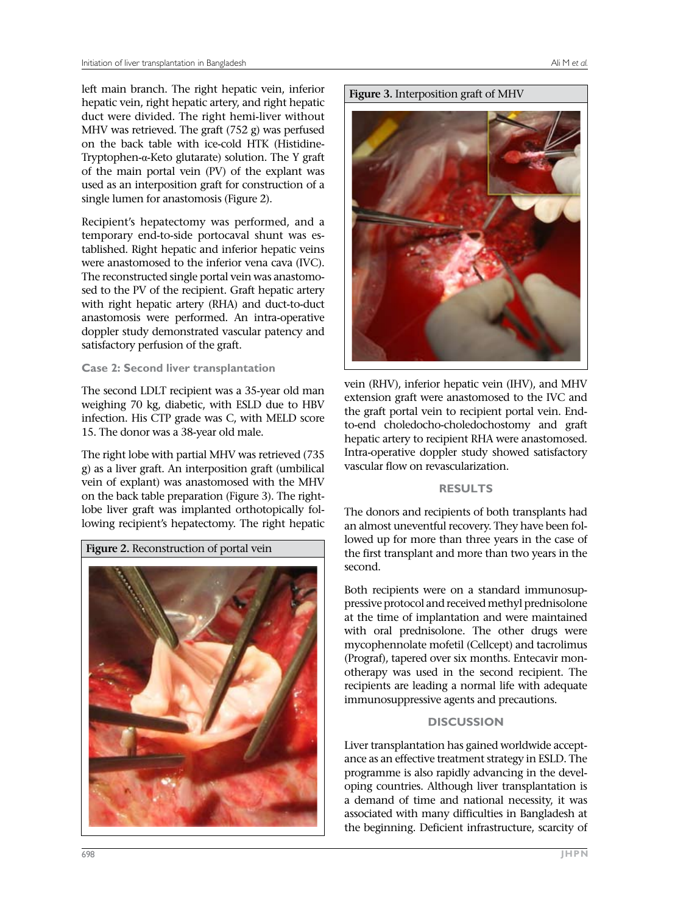left main branch. The right hepatic vein, inferior hepatic vein, right hepatic artery, and right hepatic duct were divided. The right hemi-liver without MHV was retrieved. The graft (752 g) was perfused on the back table with ice-cold HTK (Histidine-Tryptophen-α-Keto glutarate) solution. The Y graft of the main portal vein (PV) of the explant was used as an interposition graft for construction of a single lumen for anastomosis (Figure 2).

Recipient's hepatectomy was performed, and a temporary end-to-side portocaval shunt was established. Right hepatic and inferior hepatic veins were anastomosed to the inferior vena cava (IVC). The reconstructed single portal vein was anastomosed to the PV of the recipient. Graft hepatic artery with right hepatic artery (RHA) and duct-to-duct anastomosis were performed. An intra-operative doppler study demonstrated vascular patency and satisfactory perfusion of the graft.

### Case 2: Second liver transplantation

The second LDLT recipient was a 35-year old man weighing 70 kg, diabetic, with ESLD due to HBV infection. His CTP grade was C, with MELD score 15. The donor was a 38-year old male.

The right lobe with partial MHV was retrieved (735 g) as a liver graft. An interposition graft (umbilical vein of explant) was anastomosed with the MHV on the back table preparation (Figure 3). The right-lobe liver graft was implanted orthotopically following recipient's hepatectomy. The right hepatic vein (RHV), inferior hepatic vein (IHV), and MHV extension graft were anastomosed to the IVC and the graft portal vein to recipient portal vein. End-to-end choledocho-choledochostomy and graft hepatic artery to recipient RHA were anastomosed. Intra-operative doppler study showed satisfactory vascular flow on revascularization.

**Figure 2.** Reconstruction of portal vein

**Figure 3.** Interposition graft of MHV

## RESULTS

The donors and recipients of both transplants had an almost uneventful recovery. They have been followed up for more than three years in the case of the first transplant and more than two years in the second.

Both recipients were on a standard immunosuppressive protocol and received methyl prednisolone at the time of implantation and were maintained with oral prednisolone. The other drugs were mycophennolate mofetil (Cellcept) and tacrolimus (Prograf), tapered over six months. Entecavir monotherapy was used in the second recipient. The recipients are leading a normal life with adequate immunosuppressive agents and precautions.

## DISCUSSION

Liver transplantation has gained worldwide acceptance as an effective treatment strategy in ESLD. The programme is also rapidly advancing in the developing countries. Although liver transplantation is a demand of time and national necessity, it was associated with many difficulties in Bangladesh at the beginning. Deficient infrastructure, scarcity of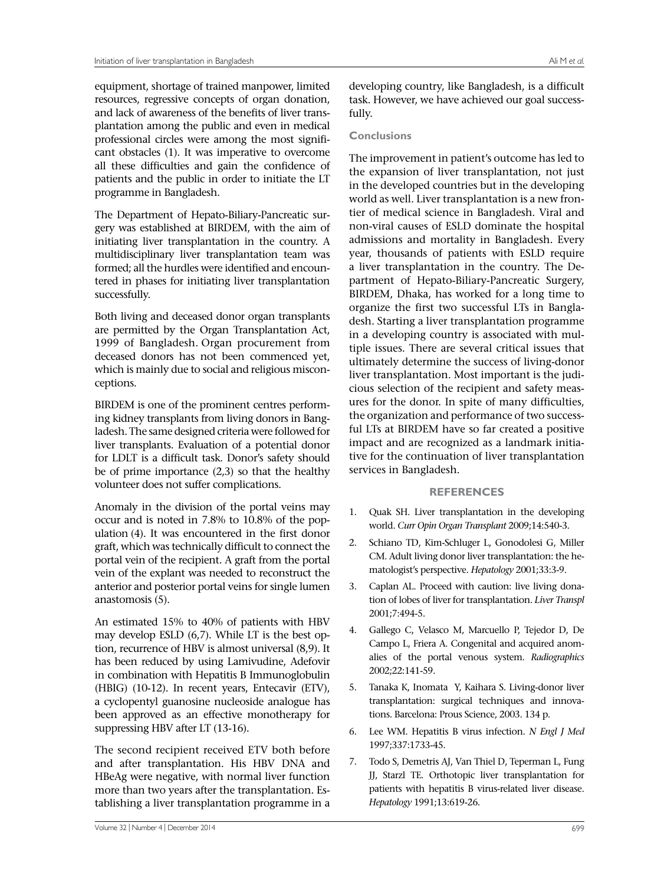equipment, shortage of trained manpower, limited resources, regressive concepts of organ donation, and lack of awareness of the benefits of liver transplantation among the public and even in medical professional circles were among the most significant obstacles (1). It was imperative to overcome all these difficulties and gain the confidence of patients and the public in order to initiate the LT programme in Bangladesh.

The Department of Hepato-Biliary-Pancreatic surgery was established at BIRDEM, with the aim of initiating liver transplantation in the country. A multidisciplinary liver transplantation team was formed; all the hurdles were identified and encountered in phases for initiating liver transplantation successfully.

Both living and deceased donor organ transplants are permitted by the Organ Transplantation Act, 1999 of Bangladesh. Organ procurement from deceased donors has not been commenced yet, which is mainly due to social and religious misconceptions.

BIRDEM is one of the prominent centres performing kidney transplants from living donors in Bangladesh. The same designed criteria were followed for liver transplants. Evaluation of a potential donor for LDLT is a difficult task. Donor's safety should be of prime importance (2,3) so that the healthy volunteer does not suffer complications.

Anomaly in the division of the portal veins may occur and is noted in 7.8% to 10.8% of the population (4). It was encountered in the first donor graft, which was technically difficult to connect the portal vein of the recipient. A graft from the portal vein of the explant was needed to reconstruct the anterior and posterior portal veins for single lumen anastomosis (5).

An estimated 15% to 40% of patients with HBV may develop ESLD (6,7). While LT is the best option, recurrence of HBV is almost universal (8,9). It has been reduced by using Lamivudine, Adefovir in combination with Hepatitis B Immunoglobulin (HBIG) (10-12). In recent years, Entecavir (ETV), a cyclopentyl guanosine nucleoside analogue has been approved as an effective monotherapy for suppressing HBV after LT (13-16).

The second recipient received ETV both before and after transplantation. His HBV DNA and HBeAg were negative, with normal liver function more than two years after the transplantation. Establishing a liver transplantation programme in a developing country, like Bangladesh, is a difficult task. However, we have achieved our goal successfully.

## Conclusions

The improvement in patient's outcome has led to the expansion of liver transplantation, not just in the developed countries but in the developing world as well. Liver transplantation is a new frontier of medical science in Bangladesh. Viral and non-viral causes of ESLD dominate the hospital admissions and mortality in Bangladesh. Every year, thousands of patients with ESLD require a liver transplantation in the country. The Department of Hepato-Biliary-Pancreatic Surgery, BIRDEM, Dhaka, has worked for a long time to organize the first two successful LTs in Bangladesh. Starting a liver transplantation programme in a developing country is associated with multiple issues. There are several critical issues that ultimately determine the success of living-donor liver transplantation. Most important is the judicious selection of the recipient and safety measures for the donor. In spite of many difficulties, the organization and performance of two successful LTs at BIRDEM have so far created a positive impact and are recognized as a landmark initiative for the continuation of liver transplantation services in Bangladesh.

## REFERENCES

1. Quak SH. Liver transplantation in the developing world. *Curr Opin Organ Transplant* 2009;14:540-3.
2. Schiano TD, Kim-Schluger L, Gonodolesi G, Miller CM. Adult living donor liver transplantation: the hematologist's perspective. *Hepatology* 2001;33:3-9.
3. Caplan AL. Proceed with caution: live living donation of lobes of liver for transplantation. *Liver Transpl* 2001;7:494-5.
4. Gallego C, Velasco M, Marcuello P, Tejedor D, De Campo L, Friera A. Congenital and acquired anomalies of the portal venous system. *Radiographics* 2002;22:141-59.
5. Tanaka K, Inomata Y, Kaihara S. Living-donor liver transplantation: surgical techniques and innovations. Barcelona: Prous Science, 2003. 134 p.
6. Lee WM. Hepatitis B virus infection. *N Engl J Med* 1997;337:1733-45.
7. Todo S, Demetris AJ, Van Thiel D, Teperman L, Fung JJ, Starzl TE. Orthotopic liver transplantation for patients with hepatitis B virus-related liver disease. *Hepatology* 1991;13:619-26.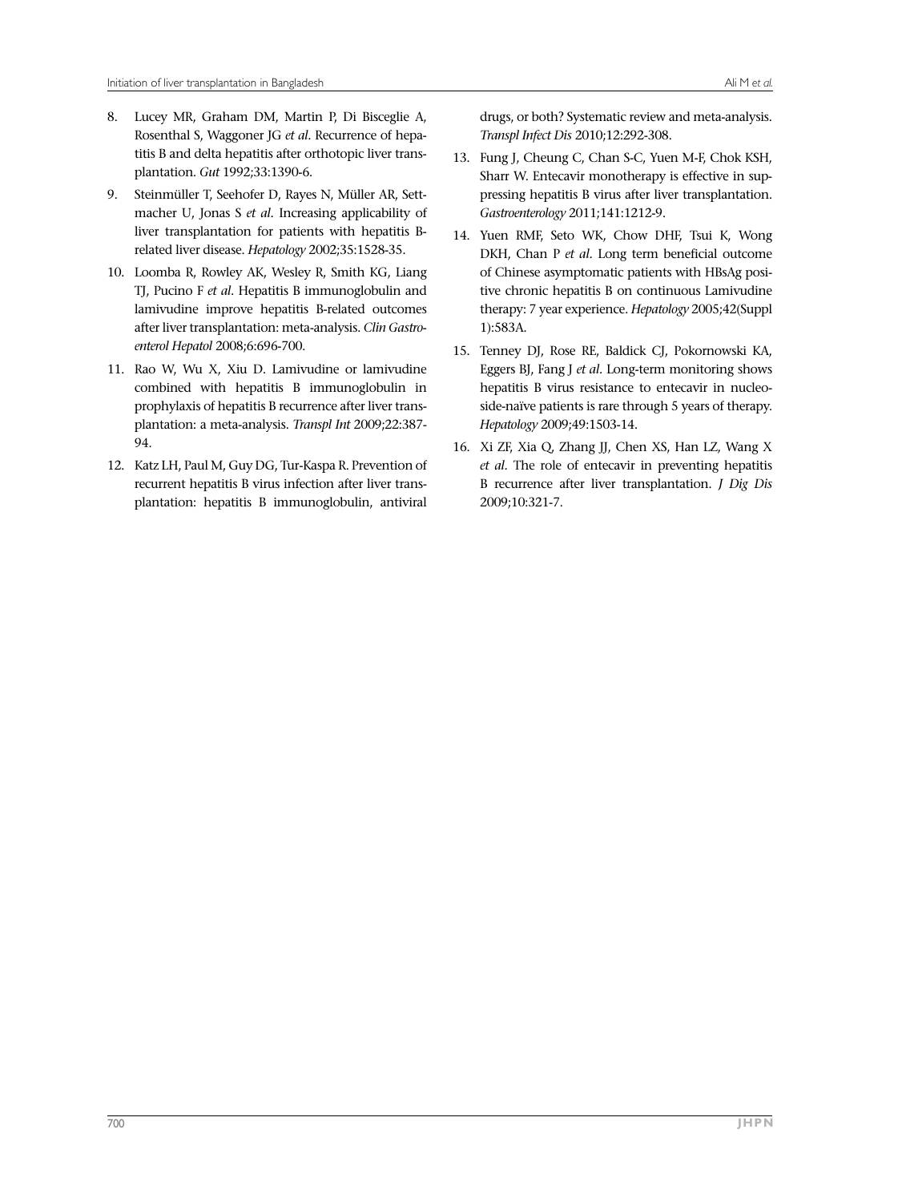8. Lucey MR, Graham DM, Martin P, Di Bisceglie A, Rosenthal S, Waggoner JG *et al*. Recurrence of hepatitis B and delta hepatitis after orthotopic liver transplantation. *Gut* 1992;33:1390-6.
9. Steinmüller T, Seehofer D, Rayes N, Müller AR, Settmacher U, Jonas S *et al*. Increasing applicability of liver transplantation for patients with hepatitis B-related liver disease. *Hepatology* 2002;35:1528-35.
10. Loomba R, Rowley AK, Wesley R, Smith KG, Liang TJ, Pucino F *et al*. Hepatitis B immunoglobulin and lamivudine improve hepatitis B-related outcomes after liver transplantation: meta-analysis. *Clin Gastroenterol Hepatol* 2008;6:696-700.
11. Rao W, Wu X, Xiu D. Lamivudine or lamivudine combined with hepatitis B immunoglobulin in prophylaxis of hepatitis B recurrence after liver transplantation: a meta-analysis. *Transpl Int* 2009;22:387-94.
12. Katz LH, Paul M, Guy DG, Tur-Kaspa R. Prevention of recurrent hepatitis B virus infection after liver transplantation: hepatitis B immunoglobulin, antiviral drugs, or both? Systematic review and meta-analysis. *Transpl Infect Dis* 2010;12:292-308.
13. Fung J, Cheung C, Chan S-C, Yuen M-F, Chok KSH, Sharr W. Entecavir monotherapy is effective in suppressing hepatitis B virus after liver transplantation. *Gastroenterology* 2011;141:1212-9.
14. Yuen RMF, Seto WK, Chow DHF, Tsui K, Wong DKH, Chan P *et al*. Long term beneficial outcome of Chinese asymptomatic patients with HBsAg positive chronic hepatitis B on continuous Lamivudine therapy: 7 year experience. *Hepatology* 2005;42(Suppl 1):583A.
15. Tenney DJ, Rose RE, Baldick CJ, Pokornowski KA, Eggers BJ, Fang J *et al*. Long-term monitoring shows hepatitis B virus resistance to entecavir in nucleoside-naïve patients is rare through 5 years of therapy. *Hepatology* 2009;49:1503-14.
16. Xi ZF, Xia Q, Zhang JJ, Chen XS, Han LZ, Wang X *et al*. The role of entecavir in preventing hepatitis B recurrence after liver transplantation. *J Dig Dis* 2009;10:321-7.